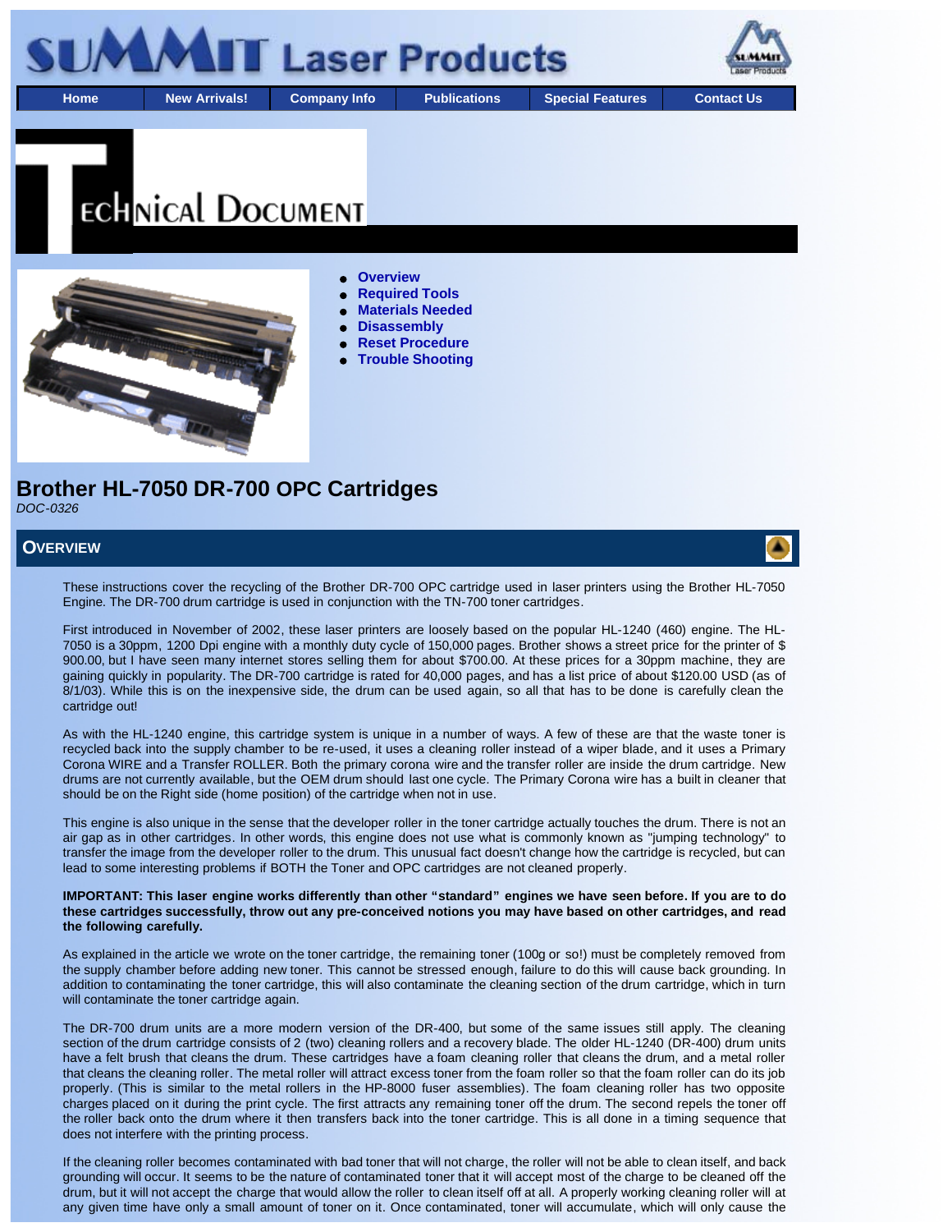# SUMMIT Laser Products

Home | New Arrivals! | Company Info | Publications | Special Features | Contact Us

TECHNICAL DOCUMENT

- Overview
- Required Tools
- Materials Needed
- Disassembly
- Reset Procedure
- Trouble Shooting

# Brother HL-7050 DR-700 OPC Cartridges

*DOC-0326*

## OVERVIEW

These instructions cover the recycling of the Brother DR-700 OPC cartridge used in laser printers using the Brother HL-7050 Engine. The DR-700 drum cartridge is used in conjunction with the TN-700 toner cartridges.

First introduced in November of 2002, these laser printers are loosely based on the popular HL-1240 (460) engine. The HL-7050 is a 30ppm, 1200 Dpi engine with a monthly duty cycle of 150,000 pages. Brother shows a street price for the printer of $ 900.00, but I have seen many internet stores selling them for about $700.00. At these prices for a 30ppm machine, they are gaining quickly in popularity. The DR-700 cartridge is rated for 40,000 pages, and has a list price of about $120.00 USD (as of 8/1/03). While this is on the inexpensive side, the drum can be used again, so all that has to be done is carefully clean the cartridge out!

As with the HL-1240 engine, this cartridge system is unique in a number of ways. A few of these are that the waste toner is recycled back into the supply chamber to be re-used, it uses a cleaning roller instead of a wiper blade, and it uses a Primary Corona WIRE and a Transfer ROLLER. Both the primary corona wire and the transfer roller are inside the drum cartridge. New drums are not currently available, but the OEM drum should last one cycle. The Primary Corona wire has a built in cleaner that should be on the Right side (home position) of the cartridge when not in use.

This engine is also unique in the sense that the developer roller in the toner cartridge actually touches the drum. There is not an air gap as in other cartridges. In other words, this engine does not use what is commonly known as "jumping technology" to transfer the image from the developer roller to the drum. This unusual fact doesn't change how the cartridge is recycled, but can lead to some interesting problems if BOTH the Toner and OPC cartridges are not cleaned properly.

**IMPORTANT: This laser engine works differently than other "standard" engines we have seen before. If you are to do these cartridges successfully, throw out any pre-conceived notions you may have based on other cartridges, and read the following carefully.**

As explained in the article we wrote on the toner cartridge, the remaining toner (100g or so!) must be completely removed from the supply chamber before adding new toner. This cannot be stressed enough, failure to do this will cause back grounding. In addition to contaminating the toner cartridge, this will also contaminate the cleaning section of the drum cartridge, which in turn will contaminate the toner cartridge again.

The DR-700 drum units are a more modern version of the DR-400, but some of the same issues still apply. The cleaning section of the drum cartridge consists of 2 (two) cleaning rollers and a recovery blade. The older HL-1240 (DR-400) drum units have a felt brush that cleans the drum. These cartridges have a foam cleaning roller that cleans the drum, and a metal roller that cleans the cleaning roller. The metal roller will attract excess toner from the foam roller so that the foam roller can do its job properly. (This is similar to the metal rollers in the HP-8000 fuser assemblies). The foam cleaning roller has two opposite charges placed on it during the print cycle. The first attracts any remaining toner off the drum. The second repels the toner off the roller back onto the drum where it then transfers back into the toner cartridge. This is all done in a timing sequence that does not interfere with the printing process.

If the cleaning roller becomes contaminated with bad toner that will not charge, the roller will not be able to clean itself, and back grounding will occur. It seems to be the nature of contaminated toner that it will accept most of the charge to be cleaned off the drum, but it will not accept the charge that would allow the roller to clean itself off at all. A properly working cleaning roller will at any given time have only a small amount of toner on it. Once contaminated, toner will accumulate, which will only cause the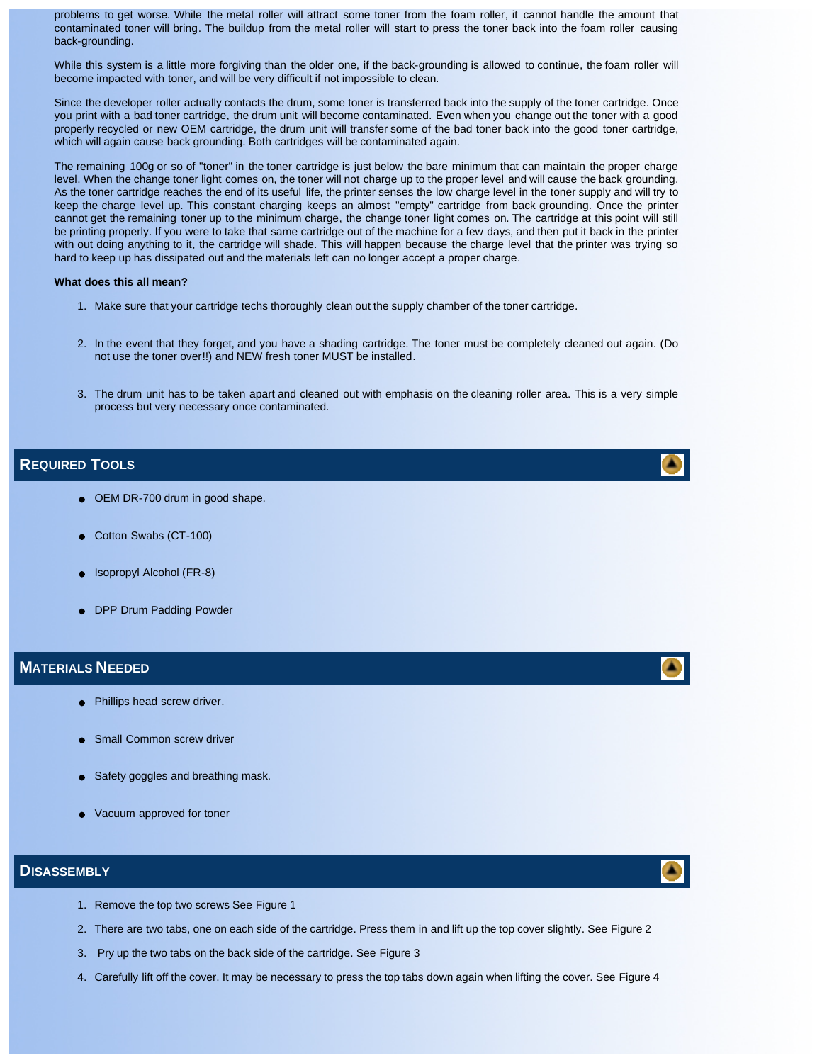problems to get worse. While the metal roller will attract some toner from the foam roller, it cannot handle the amount that contaminated toner will bring. The buildup from the metal roller will start to press the toner back into the foam roller causing back-grounding.

While this system is a little more forgiving than the older one, if the back-grounding is allowed to continue, the foam roller will become impacted with toner, and will be very difficult if not impossible to clean.

Since the developer roller actually contacts the drum, some toner is transferred back into the supply of the toner cartridge. Once you print with a bad toner cartridge, the drum unit will become contaminated. Even when you change out the toner with a good properly recycled or new OEM cartridge, the drum unit will transfer some of the bad toner back into the good toner cartridge, which will again cause back grounding. Both cartridges will be contaminated again.

The remaining 100g or so of "toner" in the toner cartridge is just below the bare minimum that can maintain the proper charge level. When the change toner light comes on, the toner will not charge up to the proper level and will cause the back grounding. As the toner cartridge reaches the end of its useful life, the printer senses the low charge level in the toner supply and will try to keep the charge level up. This constant charging keeps an almost "empty" cartridge from back grounding. Once the printer cannot get the remaining toner up to the minimum charge, the change toner light comes on. The cartridge at this point will still be printing properly. If you were to take that same cartridge out of the machine for a few days, and then put it back in the printer with out doing anything to it, the cartridge will shade. This will happen because the charge level that the printer was trying so hard to keep up has dissipated out and the materials left can no longer accept a proper charge.

**What does this all mean?**

1. Make sure that your cartridge techs thoroughly clean out the supply chamber of the toner cartridge.
2. In the event that they forget, and you have a shading cartridge. The toner must be completely cleaned out again. (Do not use the toner over!!) and NEW fresh toner MUST be installed.
3. The drum unit has to be taken apart and cleaned out with emphasis on the cleaning roller area. This is a very simple process but very necessary once contaminated.

## Required Tools

- OEM DR-700 drum in good shape.
- Cotton Swabs (CT-100)
- Isopropyl Alcohol (FR-8)
- DPP Drum Padding Powder

## Materials Needed

- Phillips head screw driver.
- Small Common screw driver
- Safety goggles and breathing mask.
- Vacuum approved for toner

## Disassembly

1. Remove the top two screws See Figure 1
2. There are two tabs, one on each side of the cartridge. Press them in and lift up the top cover slightly. See Figure 2
3. Pry up the two tabs on the back side of the cartridge. See Figure 3
4. Carefully lift off the cover. It may be necessary to press the top tabs down again when lifting the cover. See Figure 4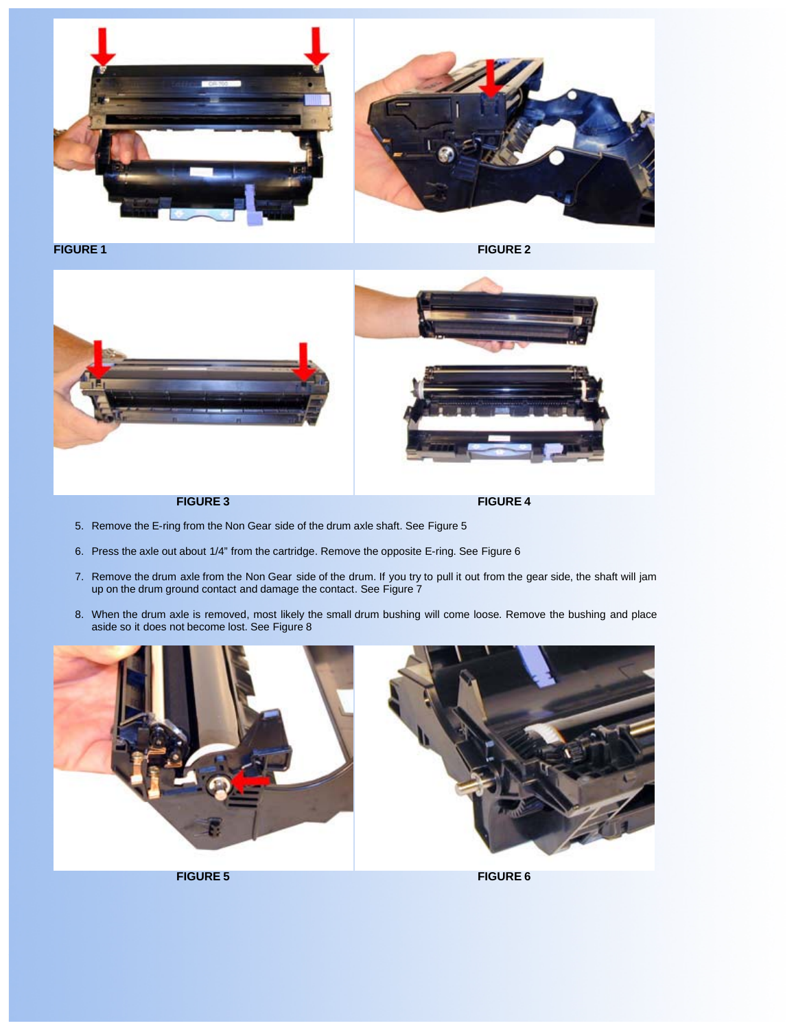FIGURE 1

FIGURE 2

FIGURE 3

FIGURE 4

5. Remove the E-ring from the Non Gear side of the drum axle shaft. See Figure 5

6. Press the axle out about 1/4" from the cartridge. Remove the opposite E-ring. See Figure 6

7. Remove the drum axle from the Non Gear side of the drum. If you try to pull it out from the gear side, the shaft will jam up on the drum ground contact and damage the contact. See Figure 7

8. When the drum axle is removed, most likely the small drum bushing will come loose. Remove the bushing and place aside so it does not become lost. See Figure 8

FIGURE 5

FIGURE 6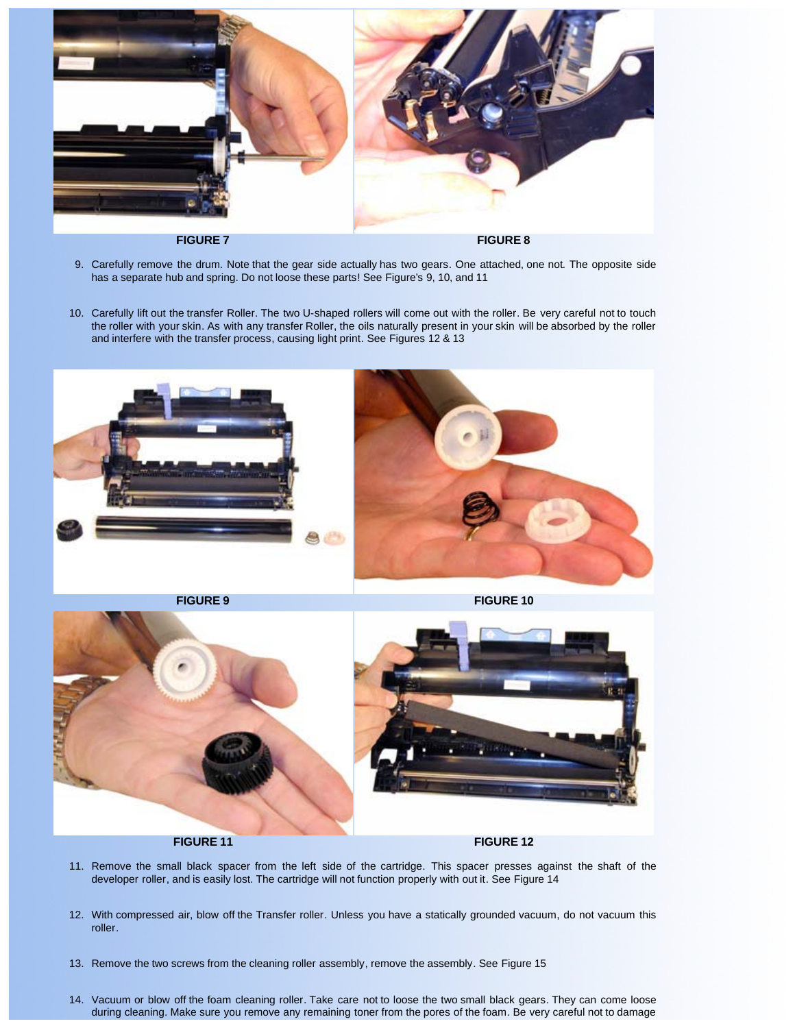FIGURE 7

FIGURE 8

9. Carefully remove the drum. Note that the gear side actually has two gears. One attached, one not. The opposite side has a separate hub and spring. Do not loose these parts! See Figure's 9, 10, and 11

10. Carefully lift out the transfer Roller. The two U-shaped rollers will come out with the roller. Be very careful not to touch the roller with your skin. As with any transfer Roller, the oils naturally present in your skin will be absorbed by the roller and interfere with the transfer process, causing light print. See Figures 12 & 13

FIGURE 9

FIGURE 10

FIGURE 11

FIGURE 12

11. Remove the small black spacer from the left side of the cartridge. This spacer presses against the shaft of the developer roller, and is easily lost. The cartridge will not function properly with out it. See Figure 14

12. With compressed air, blow off the Transfer roller. Unless you have a statically grounded vacuum, do not vacuum this roller.

13. Remove the two screws from the cleaning roller assembly, remove the assembly. See Figure 15

14. Vacuum or blow off the foam cleaning roller. Take care not to loose the two small black gears. They can come loose during cleaning. Make sure you remove any remaining toner from the pores of the foam. Be very careful not to damage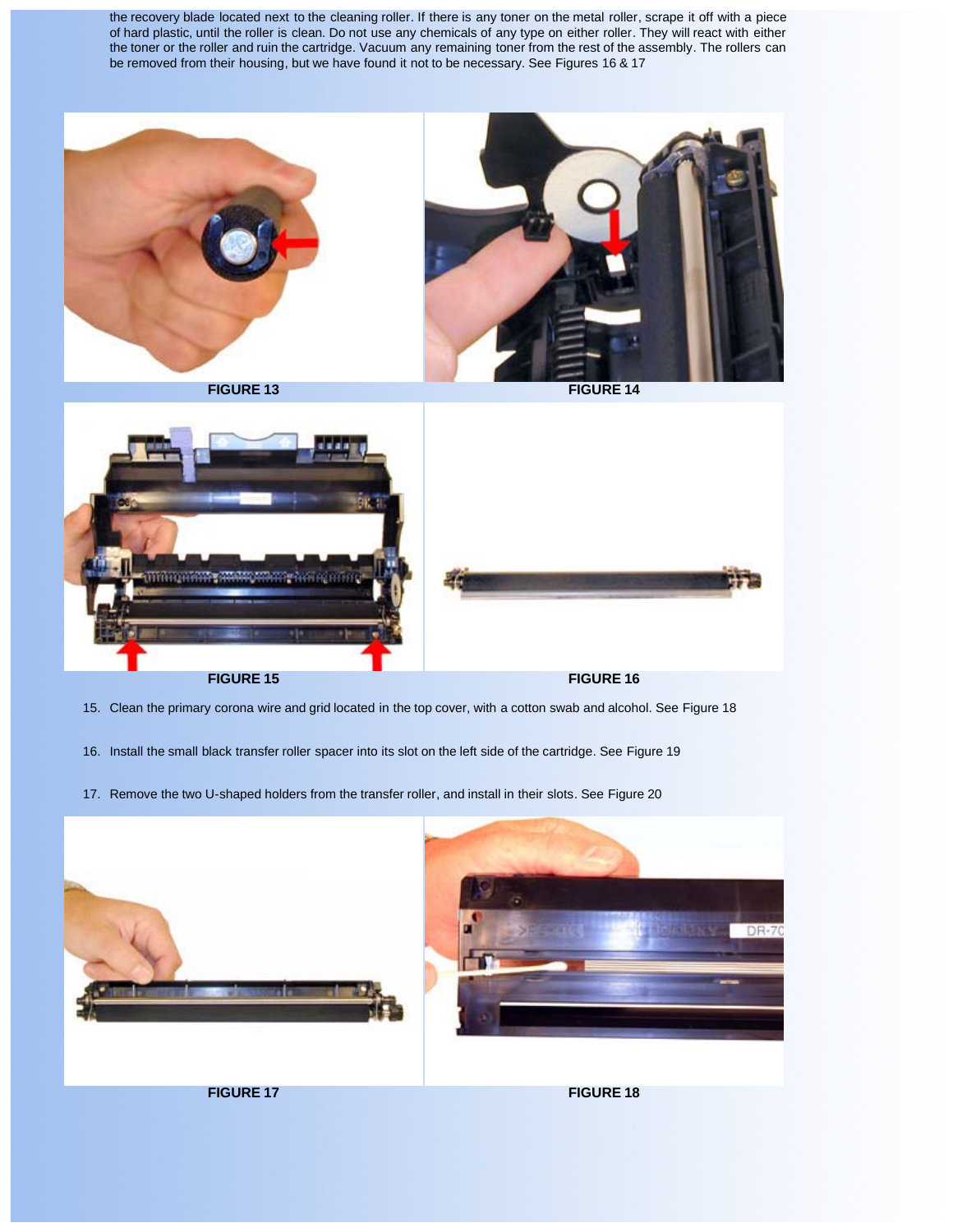the recovery blade located next to the cleaning roller. If there is any toner on the metal roller, scrape it off with a piece of hard plastic, until the roller is clean. Do not use any chemicals of any type on either roller. They will react with either the toner or the roller and ruin the cartridge. Vacuum any remaining toner from the rest of the assembly. The rollers can be removed from their housing, but we have found it not to be necessary. See Figures 16 & 17

**FIGURE 13**

**FIGURE 14**

**FIGURE 15**

**FIGURE 16**

15. Clean the primary corona wire and grid located in the top cover, with a cotton swab and alcohol. See Figure 18

16. Install the small black transfer roller spacer into its slot on the left side of the cartridge. See Figure 19

17. Remove the two U-shaped holders from the transfer roller, and install in their slots. See Figure 20

**FIGURE 17**

**FIGURE 18**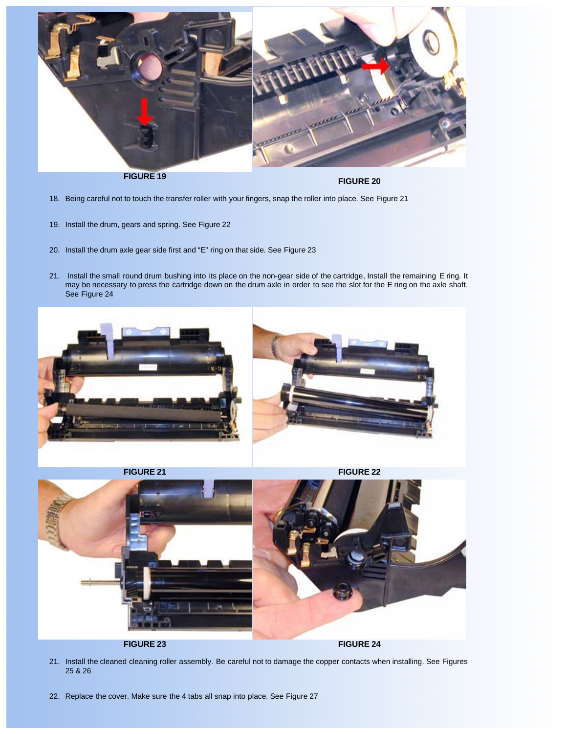FIGURE 19

FIGURE 20

18. Being careful not to touch the transfer roller with your fingers, snap the roller into place. See Figure 21

19. Install the drum, gears and spring. See Figure 22

20. Install the drum axle gear side first and "E" ring on that side. See Figure 23

21. Install the small round drum bushing into its place on the non-gear side of the cartridge, Install the remaining E ring. It may be necessary to press the cartridge down on the drum axle in order to see the slot for the E ring on the axle shaft. See Figure 24

FIGURE 21

FIGURE 22

FIGURE 23

FIGURE 24

21. Install the cleaned cleaning roller assembly. Be careful not to damage the copper contacts when installing. See Figures 25 & 26

22. Replace the cover. Make sure the 4 tabs all snap into place. See Figure 27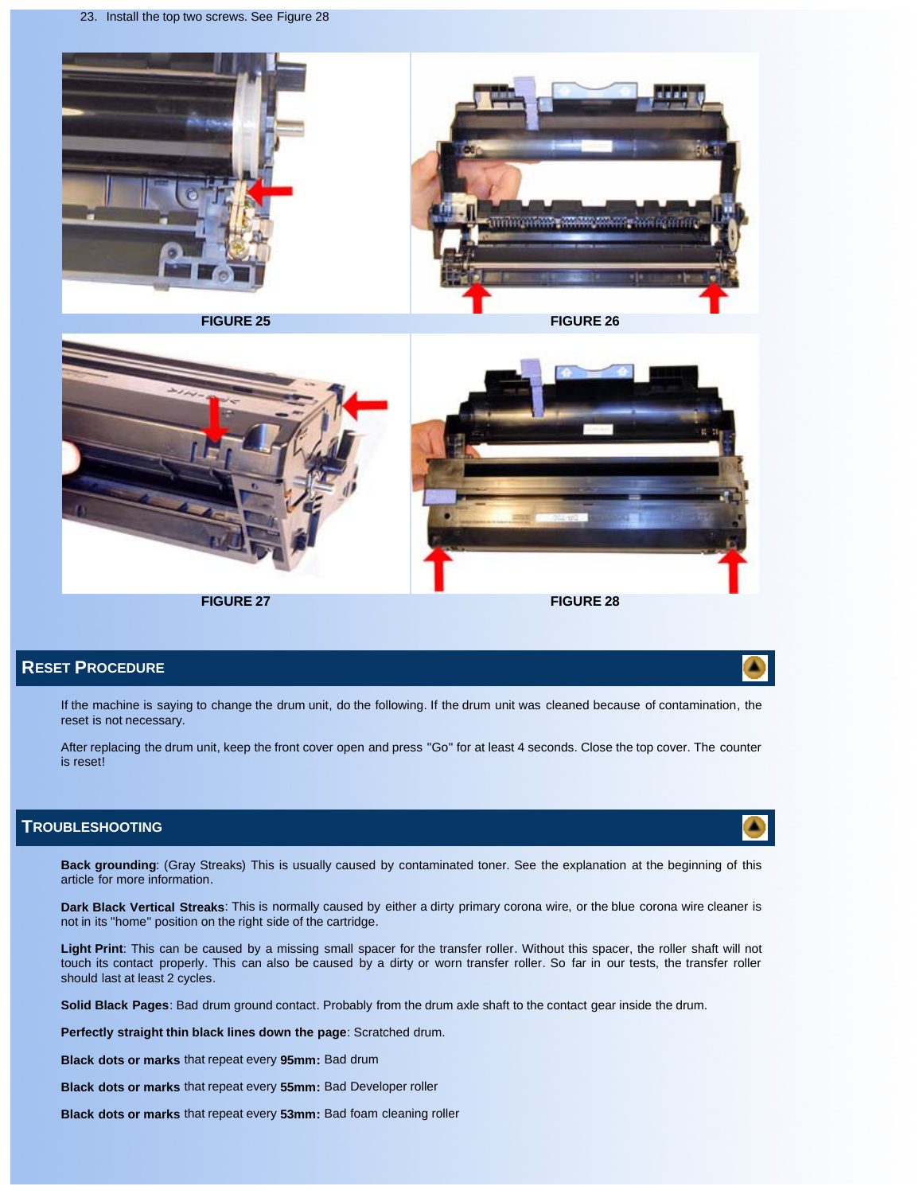23. Install the top two screws. See Figure 28

FIGURE 25

FIGURE 26

FIGURE 27

FIGURE 28

## Reset Procedure

If the machine is saying to change the drum unit, do the following. If the drum unit was cleaned because of contamination, the reset is not necessary.

After replacing the drum unit, keep the front cover open and press "Go" for at least 4 seconds. Close the top cover. The counter is reset!

## Troubleshooting

**Back grounding**: (Gray Streaks) This is usually caused by contaminated toner. See the explanation at the beginning of this article for more information.

**Dark Black Vertical Streaks**: This is normally caused by either a dirty primary corona wire, or the blue corona wire cleaner is not in its "home" position on the right side of the cartridge.

**Light Print**: This can be caused by a missing small spacer for the transfer roller. Without this spacer, the roller shaft will not touch its contact properly. This can also be caused by a dirty or worn transfer roller. So far in our tests, the transfer roller should last at least 2 cycles.

**Solid Black Pages**: Bad drum ground contact. Probably from the drum axle shaft to the contact gear inside the drum.

**Perfectly straight thin black lines down the page**: Scratched drum.

**Black dots or marks** that repeat every **95mm:** Bad drum

**Black dots or marks** that repeat every **55mm:** Bad Developer roller

**Black dots or marks** that repeat every **53mm:** Bad foam cleaning roller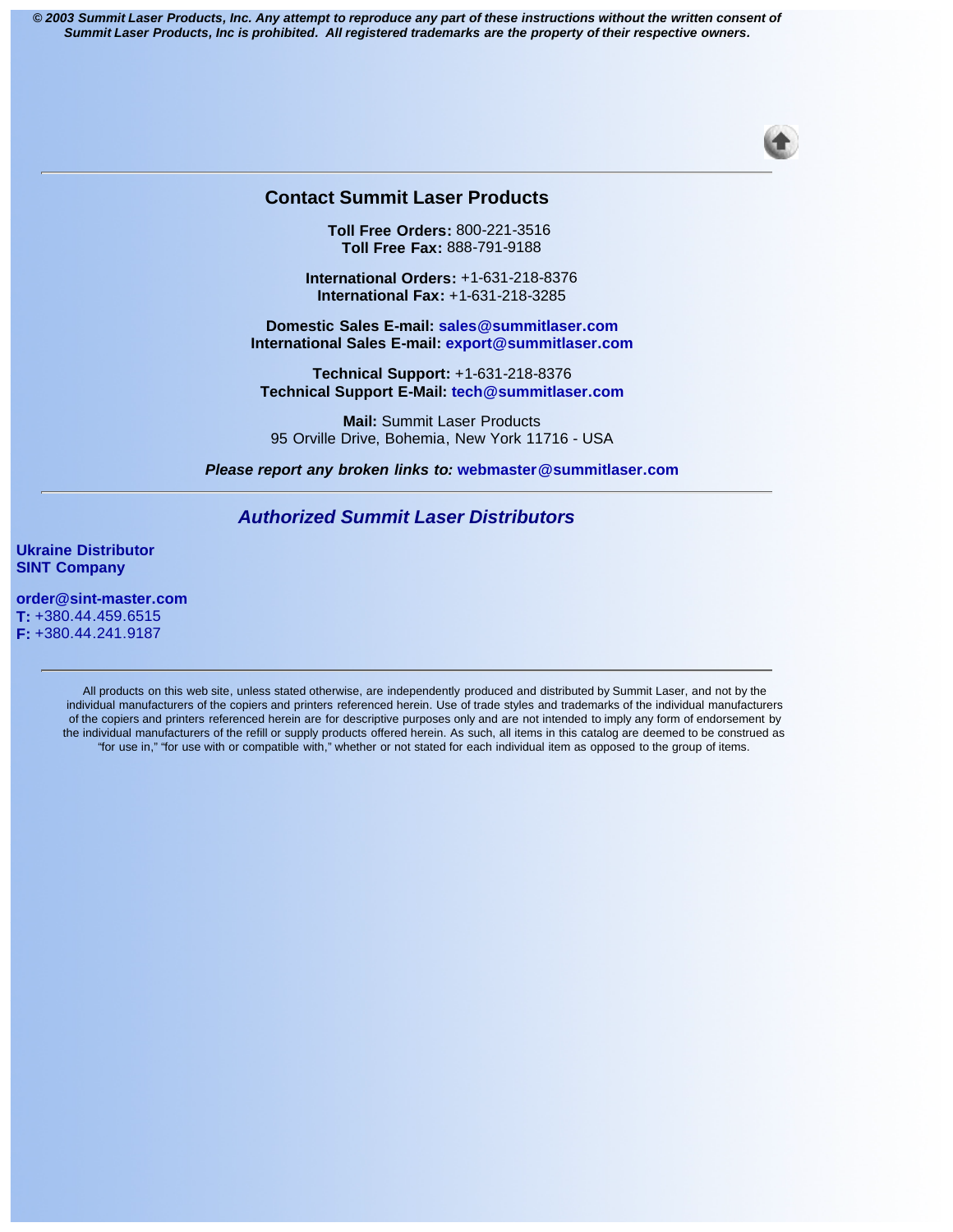***© 2003 Summit Laser Products, Inc. Any attempt to reproduce any part of these instructions without the written consent of Summit Laser Products, Inc is prohibited. All registered trademarks are the property of their respective owners.***

---

## Contact Summit Laser Products

**Toll Free Orders:** 800-221-3516
**Toll Free Fax:** 888-791-9188

**International Orders:** +1-631-218-8376
**International Fax:** +1-631-218-3285

**Domestic Sales E-mail:** **sales@summitlaser.com**
**International Sales E-mail:** **export@summitlaser.com**

**Technical Support:** +1-631-218-8376
**Technical Support E-Mail:** **tech@summitlaser.com**

**Mail:** Summit Laser Products
95 Orville Drive, Bohemia, New York 11716 - USA

***Please report any broken links to:*** **webmaster@summitlaser.com**

---

## *Authorized Summit Laser Distributors*

**Ukraine Distributor**
**SINT Company**

**order@sint-master.com**
**T:** +380.44.459.6515
**F:** +380.44.241.9187

---

All products on this web site, unless stated otherwise, are independently produced and distributed by Summit Laser, and not by the individual manufacturers of the copiers and printers referenced herein. Use of trade styles and trademarks of the individual manufacturers of the copiers and printers referenced herein are for descriptive purposes only and are not intended to imply any form of endorsement by the individual manufacturers of the refill or supply products offered herein. As such, all items in this catalog are deemed to be construed as "for use in," "for use with or compatible with," whether or not stated for each individual item as opposed to the group of items.